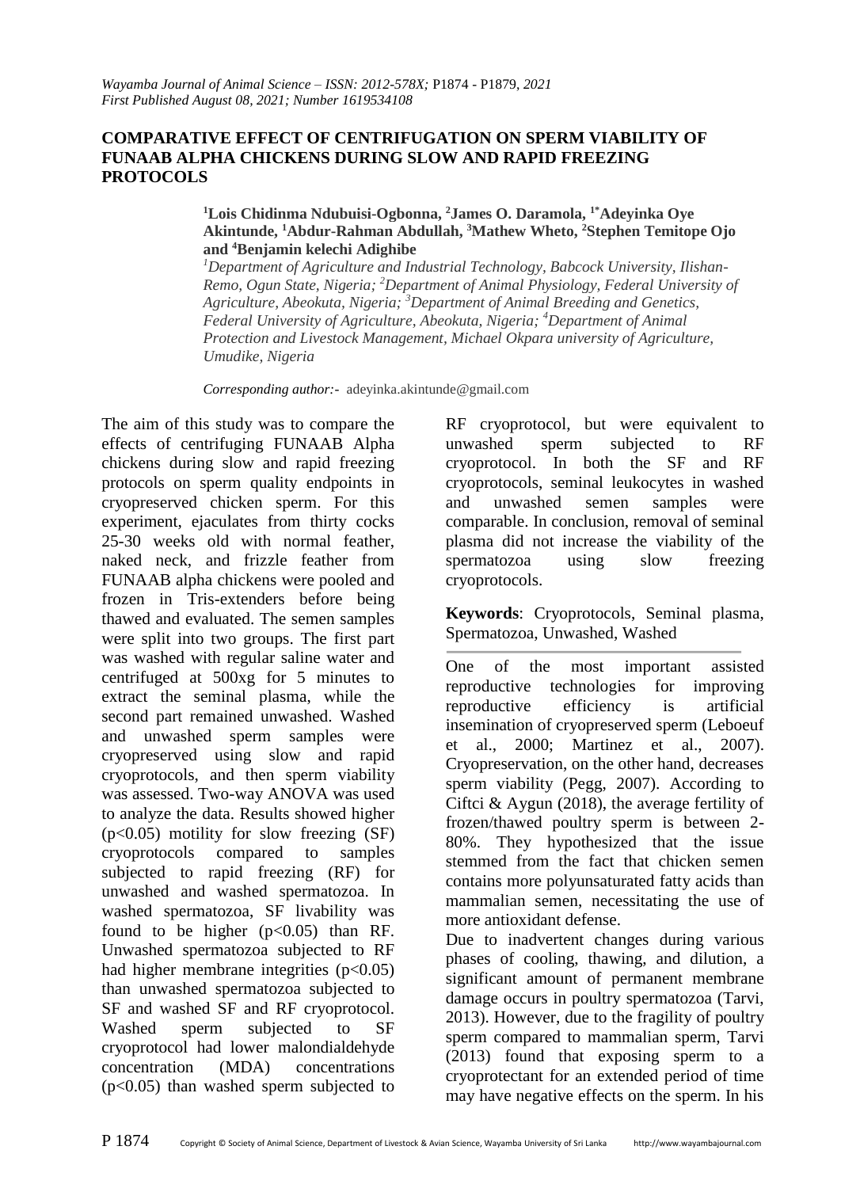# COMPARATIVE EFFECT OF CENTRIFUGATION ON SPERM VIABILITY OF FUNAAB ALPHA CHICKENS DURING SLOW AND RAPID FREEZING PROTOCOLS

**[1]Lois Chidinma Ndubuisi-Ogbonna, [2]James O. Daramola, [1*]Adeyinka Oye Akintunde, [1]Abdur-Rahman Abdullah, [3]Mathew Wheto, [2]Stephen Temitope Ojo and [4]Benjamin kelechi Adighibe**

*[1]Department of Agriculture and Industrial Technology, Babcock University, Ilishan-Remo, Ogun State, Nigeria; [2]Department of Animal Physiology, Federal University of Agriculture, Abeokuta, Nigeria; [3]Department of Animal Breeding and Genetics, Federal University of Agriculture, Abeokuta, Nigeria; [4]Department of Animal Protection and Livestock Management, Michael Okpara university of Agriculture, Umudike, Nigeria*

*Corresponding author:-* adeyinka.akintunde@gmail.com

The aim of this study was to compare the effects of centrifuging FUNAAB Alpha chickens during slow and rapid freezing protocols on sperm quality endpoints in cryopreserved chicken sperm. For this experiment, ejaculates from thirty cocks 25-30 weeks old with normal feather, naked neck, and frizzle feather from FUNAAB alpha chickens were pooled and frozen in Tris-extenders before being thawed and evaluated. The semen samples were split into two groups. The first part was washed with regular saline water and centrifuged at 500xg for 5 minutes to extract the seminal plasma, while the second part remained unwashed. Washed and unwashed sperm samples were cryopreserved using slow and rapid cryoprotocols, and then sperm viability was assessed. Two-way ANOVA was used to analyze the data. Results showed higher ($p<0.05$) motility for slow freezing (SF) cryoprotocols compared to samples subjected to rapid freezing (RF) for unwashed and washed spermatozoa. In washed spermatozoa, SF livability was found to be higher ($p<0.05$) than RF. Unwashed spermatozoa subjected to RF had higher membrane integrities ($p<0.05$) than unwashed spermatozoa subjected to SF and washed SF and RF cryoprotocol. Washed sperm subjected to SF cryoprotocol had lower malondialdehyde concentration (MDA) concentrations ($p<0.05$) than washed sperm subjected to RF cryoprotocol, but were equivalent to unwashed sperm subjected to RF cryoprotocol. In both the SF and RF cryoprotocols, seminal leukocytes in washed and unwashed semen samples were comparable. In conclusion, removal of seminal plasma did not increase the viability of the spermatozoa using slow freezing cryoprotocols.

**Keywords**: Cryoprotocols, Seminal plasma, Spermatozoa, Unwashed, Washed

One of the most important assisted reproductive technologies for improving reproductive efficiency is artificial insemination of cryopreserved sperm (Leboeuf et al., 2000; Martinez et al., 2007). Cryopreservation, on the other hand, decreases sperm viability (Pegg, 2007). According to Ciftci & Aygun (2018), the average fertility of frozen/thawed poultry sperm is between 2-80%. They hypothesized that the issue stemmed from the fact that chicken semen contains more polyunsaturated fatty acids than mammalian semen, necessitating the use of more antioxidant defense.

Due to inadvertent changes during various phases of cooling, thawing, and dilution, a significant amount of permanent membrane damage occurs in poultry spermatozoa (Tarvi, 2013). However, due to the fragility of poultry sperm compared to mammalian sperm, Tarvi (2013) found that exposing sperm to a cryoprotectant for an extended period of time may have negative effects on the sperm. In his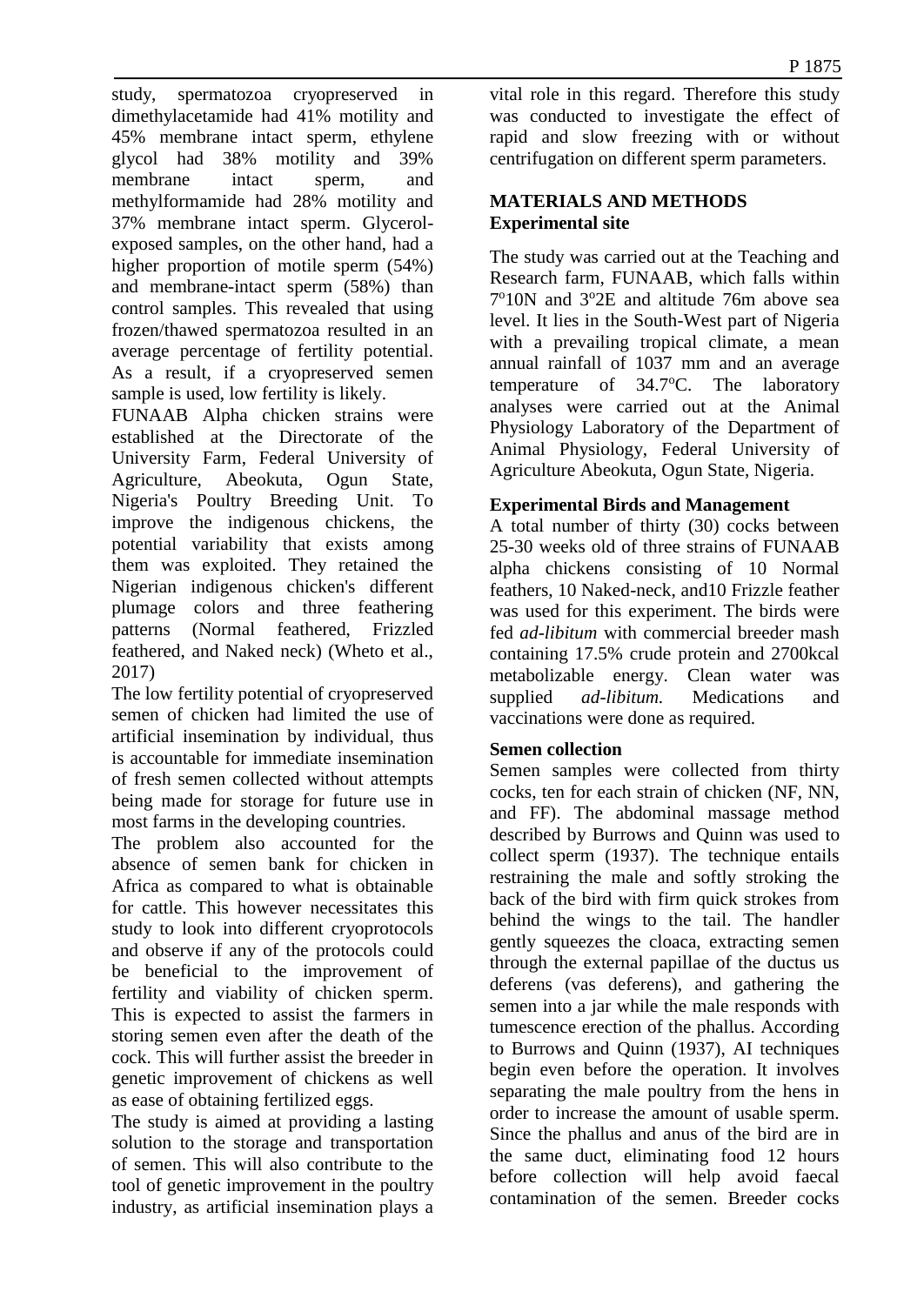study, spermatozoa cryopreserved in dimethylacetamide had 41% motility and 45% membrane intact sperm, ethylene glycol had 38% motility and 39% membrane intact sperm, and methylformamide had 28% motility and 37% membrane intact sperm. Glycerol-exposed samples, on the other hand, had a higher proportion of motile sperm (54%) and membrane-intact sperm (58%) than control samples. This revealed that using frozen/thawed spermatozoa resulted in an average percentage of fertility potential. As a result, if a cryopreserved semen sample is used, low fertility is likely.

FUNAAB Alpha chicken strains were established at the Directorate of the University Farm, Federal University of Agriculture, Abeokuta, Ogun State, Nigeria's Poultry Breeding Unit. To improve the indigenous chickens, the potential variability that exists among them was exploited. They retained the Nigerian indigenous chicken's different plumage colors and three feathering patterns (Normal feathered, Frizzled feathered, and Naked neck) (Wheto et al., 2017)

The low fertility potential of cryopreserved semen of chicken had limited the use of artificial insemination by individual, thus is accountable for immediate insemination of fresh semen collected without attempts being made for storage for future use in most farms in the developing countries.

The problem also accounted for the absence of semen bank for chicken in Africa as compared to what is obtainable for cattle. This however necessitates this study to look into different cryoprotocols and observe if any of the protocols could be beneficial to the improvement of fertility and viability of chicken sperm. This is expected to assist the farmers in storing semen even after the death of the cock. This will further assist the breeder in genetic improvement of chickens as well as ease of obtaining fertilized eggs.

The study is aimed at providing a lasting solution to the storage and transportation of semen. This will also contribute to the tool of genetic improvement in the poultry industry, as artificial insemination plays a vital role in this regard. Therefore this study was conducted to investigate the effect of rapid and slow freezing with or without centrifugation on different sperm parameters.

## MATERIALS AND METHODS

### Experimental site

The study was carried out at the Teaching and Research farm, FUNAAB, which falls within 7°10N and 3°2E and altitude 76m above sea level. It lies in the South-West part of Nigeria with a prevailing tropical climate, a mean annual rainfall of 1037 mm and an average temperature of 34.7°C. The laboratory analyses were carried out at the Animal Physiology Laboratory of the Department of Animal Physiology, Federal University of Agriculture Abeokuta, Ogun State, Nigeria.

### Experimental Birds and Management

A total number of thirty (30) cocks between 25-30 weeks old of three strains of FUNAAB alpha chickens consisting of 10 Normal feathers, 10 Naked-neck, and10 Frizzle feather was used for this experiment. The birds were fed *ad-libitum* with commercial breeder mash containing 17.5% crude protein and 2700kcal metabolizable energy. Clean water was supplied *ad-libitum.* Medications and vaccinations were done as required.

### Semen collection

Semen samples were collected from thirty cocks, ten for each strain of chicken (NF, NN, and FF). The abdominal massage method described by Burrows and Quinn was used to collect sperm (1937). The technique entails restraining the male and softly stroking the back of the bird with firm quick strokes from behind the wings to the tail. The handler gently squeezes the cloaca, extracting semen through the external papillae of the ductus us deferens (vas deferens), and gathering the semen into a jar while the male responds with tumescence erection of the phallus. According to Burrows and Quinn (1937), AI techniques begin even before the operation. It involves separating the male poultry from the hens in order to increase the amount of usable sperm. Since the phallus and anus of the bird are in the same duct, eliminating food 12 hours before collection will help avoid faecal contamination of the semen. Breeder cocks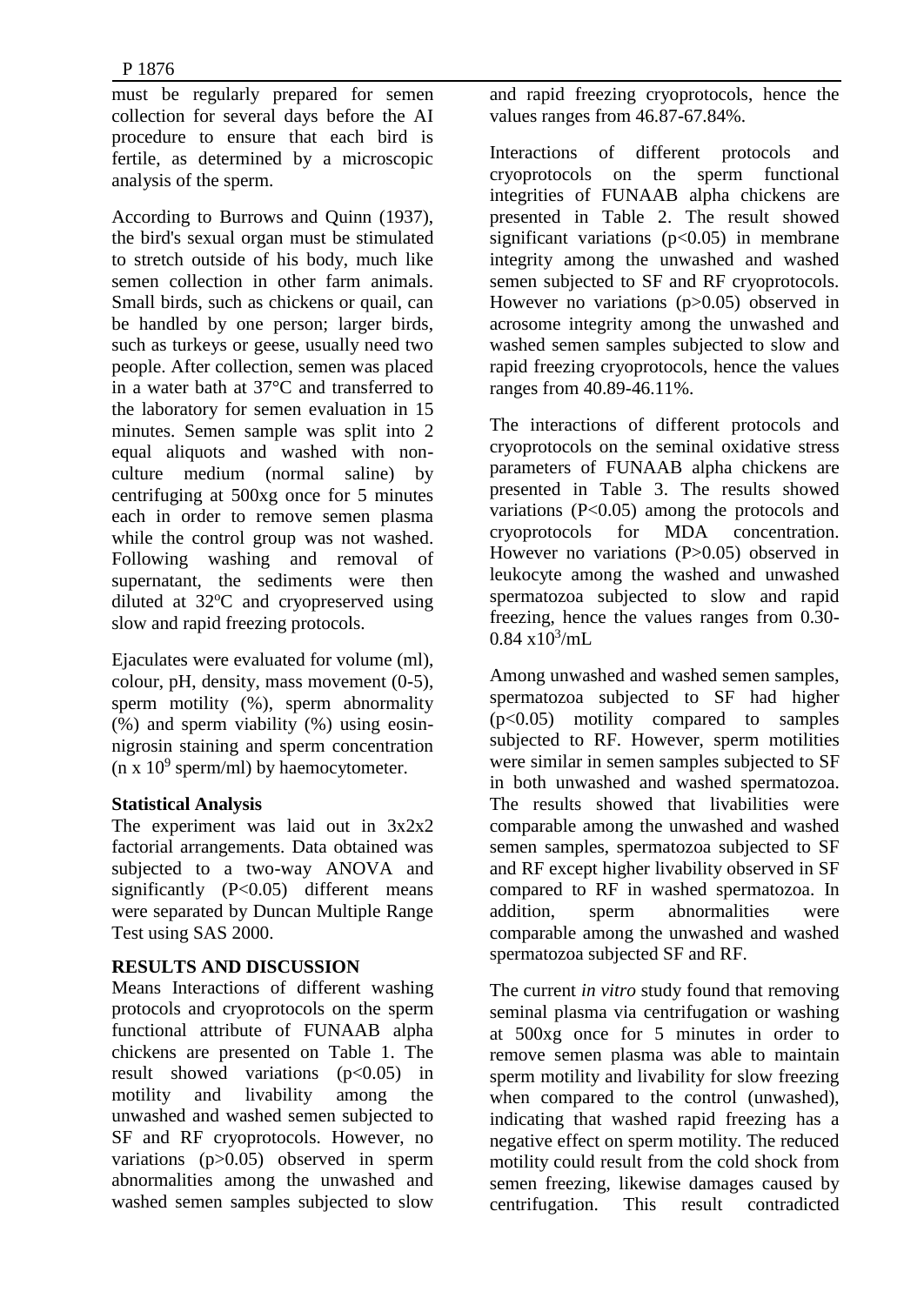must be regularly prepared for semen collection for several days before the AI procedure to ensure that each bird is fertile, as determined by a microscopic analysis of the sperm.

According to Burrows and Quinn (1937), the bird's sexual organ must be stimulated to stretch outside of his body, much like semen collection in other farm animals. Small birds, such as chickens or quail, can be handled by one person; larger birds, such as turkeys or geese, usually need two people. After collection, semen was placed in a water bath at 37°C and transferred to the laboratory for semen evaluation in 15 minutes. Semen sample was split into 2 equal aliquots and washed with non-culture medium (normal saline) by centrifuging at 500xg once for 5 minutes each in order to remove semen plasma while the control group was not washed. Following washing and removal of supernatant, the sediments were then diluted at 32°C and cryopreserved using slow and rapid freezing protocols.

Ejaculates were evaluated for volume (ml), colour, pH, density, mass movement (0-5), sperm motility (%), sperm abnormality (%) and sperm viability (%) using eosin-nigrosin staining and sperm concentration (n x $10^9$ sperm/ml) by haemocytometer.

**Statistical Analysis**

The experiment was laid out in 3x2x2 factorial arrangements. Data obtained was subjected to a two-way ANOVA and significantly ($P<0.05$) different means were separated by Duncan Multiple Range Test using SAS 2000.

**RESULTS AND DISCUSSION**

Means Interactions of different washing protocols and cryoprotocols on the sperm functional attribute of FUNAAB alpha chickens are presented on Table 1. The result showed variations ($p<0.05$) in motility and livability among the unwashed and washed semen subjected to SF and RF cryoprotocols. However, no variations ($p>0.05$) observed in sperm abnormalities among the unwashed and washed semen samples subjected to slow and rapid freezing cryoprotocols, hence the values ranges from 46.87-67.84%.

Interactions of different protocols and cryoprotocols on the sperm functional integrities of FUNAAB alpha chickens are presented in Table 2. The result showed significant variations ($p<0.05$) in membrane integrity among the unwashed and washed semen subjected to SF and RF cryoprotocols. However no variations ($p>0.05$) observed in acrosome integrity among the unwashed and washed semen samples subjected to slow and rapid freezing cryoprotocols, hence the values ranges from 40.89-46.11%.

The interactions of different protocols and cryoprotocols on the seminal oxidative stress parameters of FUNAAB alpha chickens are presented in Table 3. The results showed variations ($P<0.05$) among the protocols and cryoprotocols for MDA concentration. However no variations ($P>0.05$) observed in leukocyte among the washed and unwashed spermatozoa subjected to slow and rapid freezing, hence the values ranges from 0.30-0.84 x$10^3$/mL

Among unwashed and washed semen samples, spermatozoa subjected to SF had higher ($p<0.05$) motility compared to samples subjected to RF. However, sperm motilities were similar in semen samples subjected to SF in both unwashed and washed spermatozoa. The results showed that livabilities were comparable among the unwashed and washed semen samples, spermatozoa subjected to SF and RF except higher livability observed in SF compared to RF in washed spermatozoa. In addition, sperm abnormalities were comparable among the unwashed and washed spermatozoa subjected SF and RF.

The current *in vitro* study found that removing seminal plasma via centrifugation or washing at 500xg once for 5 minutes in order to remove semen plasma was able to maintain sperm motility and livability for slow freezing when compared to the control (unwashed), indicating that washed rapid freezing has a negative effect on sperm motility. The reduced motility could result from the cold shock from semen freezing, likewise damages caused by centrifugation. This result contradicted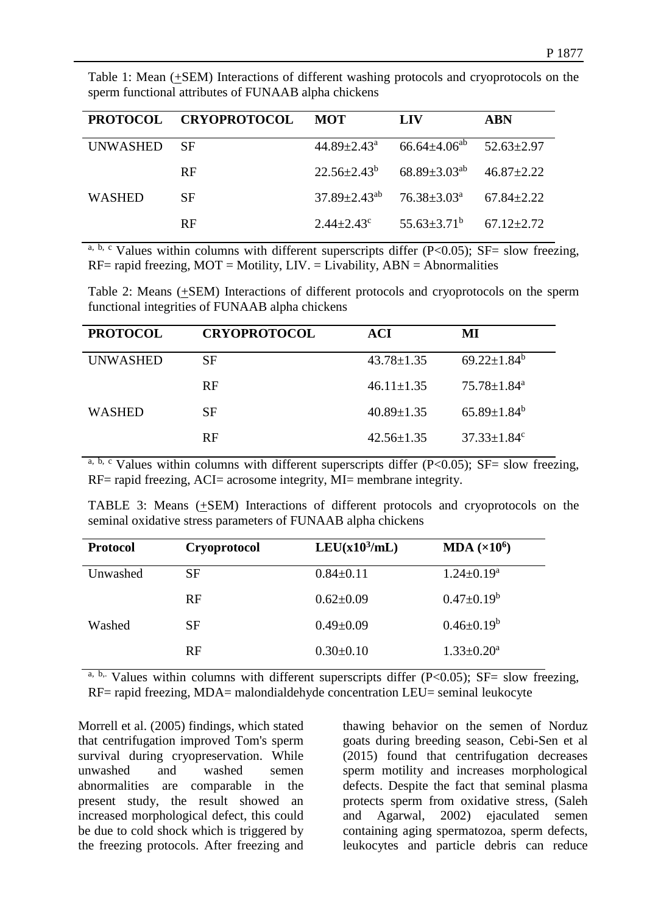Table 1: Mean (+SEM) Interactions of different washing protocols and cryoprotocols on the sperm functional attributes of FUNAAB alpha chickens

| PROTOCOL | CRYOPROTOCOL | MOT | LIV | ABN |
|---|---|---|---|---|
| UNWASHED | SF | $44.89±2.43^{a}$ | $66.64±4.06^{ab}$ | 52.63±2.97 |
| | RF | $22.56±2.43^{b}$ | $68.89±3.03^{ab}$ | 46.87±2.22 |
| WASHED | SF | $37.89±2.43^{ab}$ | $76.38±3.03^{a}$ | 67.84±2.22 |
| | RF | $2.44±2.43^{c}$ | $55.63±3.71^{b}$ | 67.12±2.72 |

a, b, c Values within columns with different superscripts differ (P<0.05); SF= slow freezing, RF= rapid freezing, MOT = Motility, LIV. = Livability, ABN = Abnormalities

Table 2: Means (+SEM) Interactions of different protocols and cryoprotocols on the sperm functional integrities of FUNAAB alpha chickens

| PROTOCOL | CRYOPROTOCOL | ACI | MI |
|---|---|---|---|
| UNWASHED | SF | 43.78±1.35 | $69.22±1.84^{b}$ |
| | RF | 46.11±1.35 | $75.78±1.84^{a}$ |
| WASHED | SF | 40.89±1.35 | $65.89±1.84^{b}$ |
| | RF | 42.56±1.35 | $37.33±1.84^{c}$ |

a, b, c Values within columns with different superscripts differ (P<0.05); SF= slow freezing, RF= rapid freezing, ACI= acrosome integrity, MI= membrane integrity.

TABLE 3: Means (+SEM) Interactions of different protocols and cryoprotocols on the seminal oxidative stress parameters of FUNAAB alpha chickens

| Protocol | Cryoprotocol | LEU($x10^{3}$/mL) | MDA ($\times10^{6}$) |
|---|---|---|---|
| Unwashed | SF | 0.84±0.11 | $1.24±0.19^{a}$ |
| | RF | 0.62±0.09 | $0.47±0.19^{b}$ |
| Washed | SF | 0.49±0.09 | $0.46±0.19^{b}$ |
| | RF | 0.30±0.10 | $1.33±0.20^{a}$ |

a, b,. Values within columns with different superscripts differ (P<0.05); SF= slow freezing, RF= rapid freezing, MDA= malondialdehyde concentration LEU= seminal leukocyte

Morrell et al. (2005) findings, which stated that centrifugation improved Tom's sperm survival during cryopreservation. While unwashed and washed semen abnormalities are comparable in the present study, the result showed an increased morphological defect, this could be due to cold shock which is triggered by the freezing protocols. After freezing and thawing behavior on the semen of Norduz goats during breeding season, Cebi-Sen et al (2015) found that centrifugation decreases sperm motility and increases morphological defects. Despite the fact that seminal plasma protects sperm from oxidative stress, (Saleh and Agarwal, 2002) ejaculated semen containing aging spermatozoa, sperm defects, leukocytes and particle debris can reduce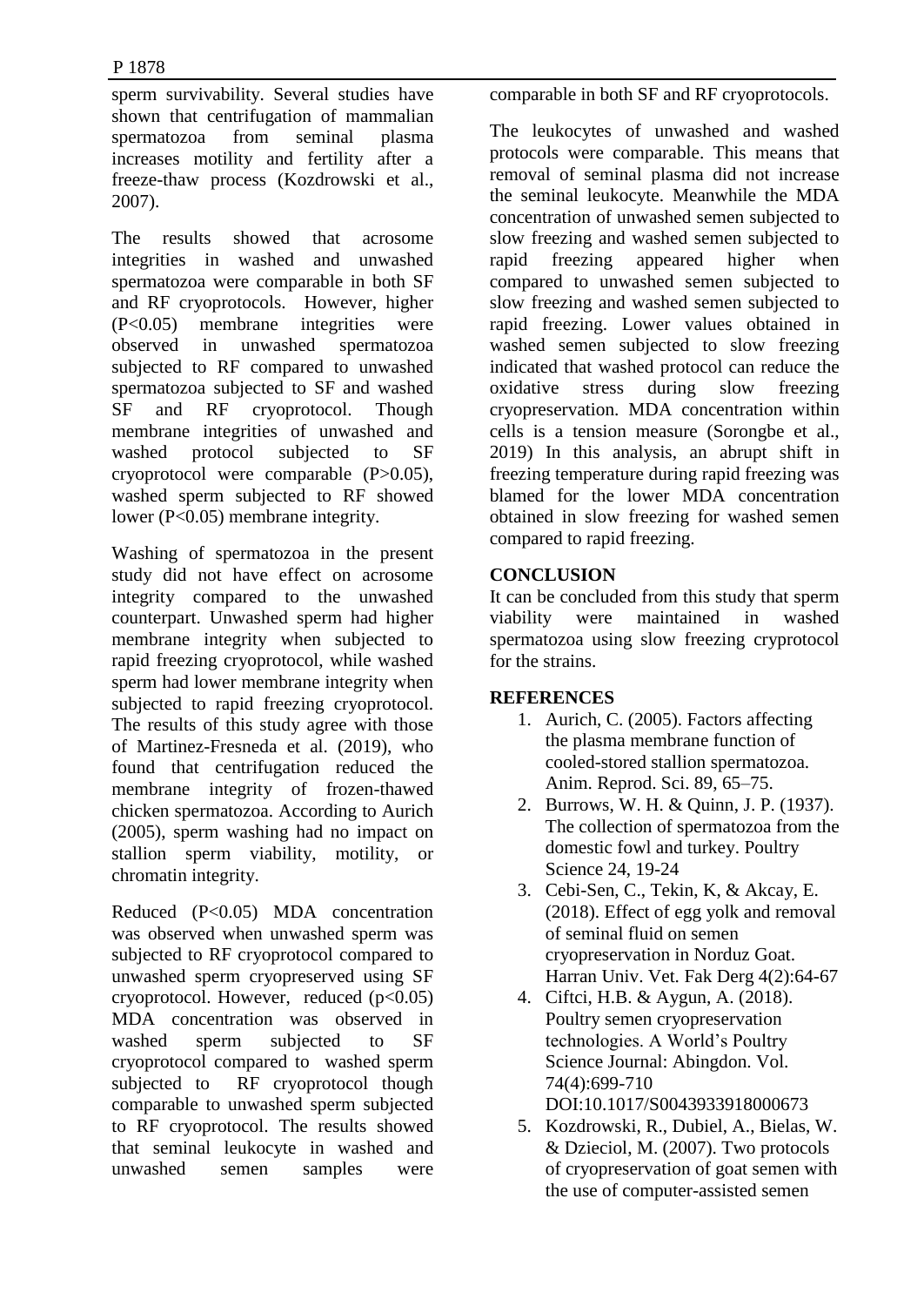sperm survivability. Several studies have shown that centrifugation of mammalian spermatozoa from seminal plasma increases motility and fertility after a freeze-thaw process (Kozdrowski et al., 2007).

The results showed that acrosome integrities in washed and unwashed spermatozoa were comparable in both SF and RF cryoprotocols. However, higher ($P<0.05$) membrane integrities were observed in unwashed spermatozoa subjected to RF compared to unwashed spermatozoa subjected to SF and washed SF and RF cryoprotocol. Though membrane integrities of unwashed and washed protocol subjected to SF cryoprotocol were comparable ($P>0.05$), washed sperm subjected to RF showed lower ($P<0.05$) membrane integrity.

Washing of spermatozoa in the present study did not have effect on acrosome integrity compared to the unwashed counterpart. Unwashed sperm had higher membrane integrity when subjected to rapid freezing cryoprotocol, while washed sperm had lower membrane integrity when subjected to rapid freezing cryoprotocol. The results of this study agree with those of Martinez-Fresneda et al. (2019), who found that centrifugation reduced the membrane integrity of frozen-thawed chicken spermatozoa. According to Aurich (2005), sperm washing had no impact on stallion sperm viability, motility, or chromatin integrity.

Reduced ($P<0.05$) MDA concentration was observed when unwashed sperm was subjected to RF cryoprotocol compared to unwashed sperm cryopreserved using SF cryoprotocol. However, reduced ($p<0.05$) MDA concentration was observed in washed sperm subjected to SF cryoprotocol compared to washed sperm subjected to RF cryoprotocol though comparable to unwashed sperm subjected to RF cryoprotocol. The results showed that seminal leukocyte in washed and unwashed semen samples were comparable in both SF and RF cryoprotocols.

The leukocytes of unwashed and washed protocols were comparable. This means that removal of seminal plasma did not increase the seminal leukocyte. Meanwhile the MDA concentration of unwashed semen subjected to slow freezing and washed semen subjected to rapid freezing appeared higher when compared to unwashed semen subjected to slow freezing and washed semen subjected to rapid freezing. Lower values obtained in washed semen subjected to slow freezing indicated that washed protocol can reduce the oxidative stress during slow freezing cryopreservation. MDA concentration within cells is a tension measure (Sorongbe et al., 2019) In this analysis, an abrupt shift in freezing temperature during rapid freezing was blamed for the lower MDA concentration obtained in slow freezing for washed semen compared to rapid freezing.

## CONCLUSION

It can be concluded from this study that sperm viability were maintained in washed spermatozoa using slow freezing cryprotocol for the strains.

## REFERENCES

1. Aurich, C. (2005). Factors affecting the plasma membrane function of cooled-stored stallion spermatozoa. Anim. Reprod. Sci. 89, 65–75.
2. Burrows, W. H. & Quinn, J. P. (1937). The collection of spermatozoa from the domestic fowl and turkey. Poultry Science 24, 19-24
3. Cebi-Sen, C., Tekin, K, & Akcay, E. (2018). Effect of egg yolk and removal of seminal fluid on semen cryopreservation in Norduz Goat. Harran Univ. Vet. Fak Derg 4(2):64-67
4. Ciftci, H.B. & Aygun, A. (2018). Poultry semen cryopreservation technologies. A World's Poultry Science Journal: Abingdon. Vol. 74(4):699-710 DOI:10.1017/S0043933918000673
5. Kozdrowski, R., Dubiel, A., Bielas, W. & Dzieciol, M. (2007). Two protocols of cryopreservation of goat semen with the use of computer-assisted semen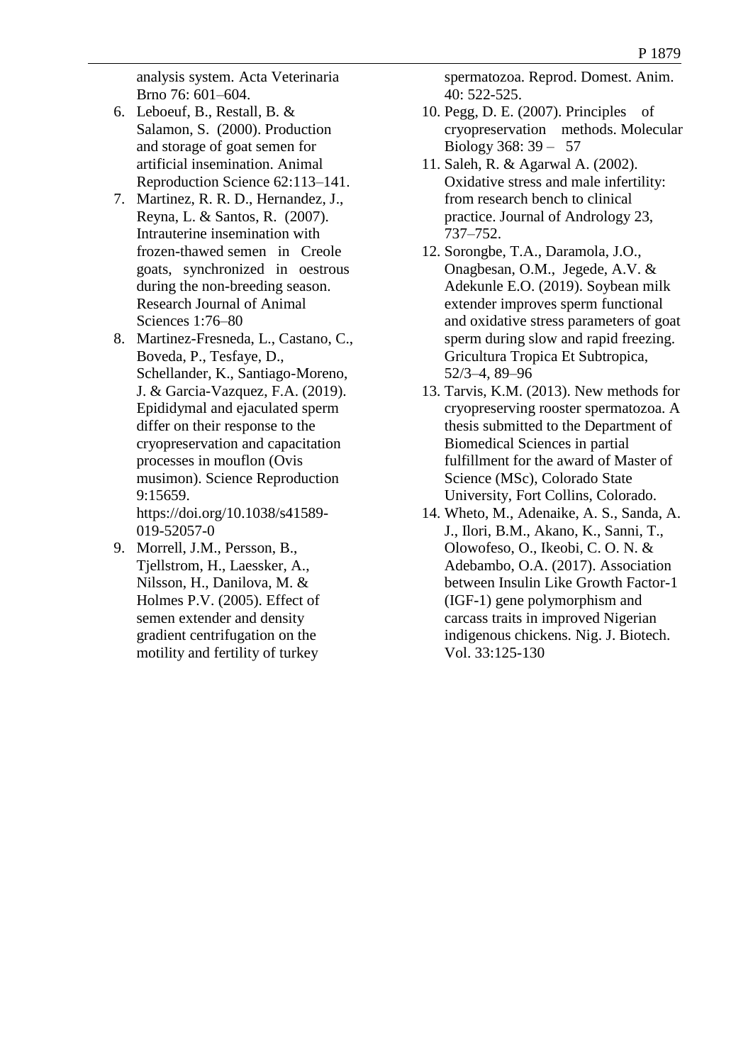analysis system. Acta Veterinaria Brno 76: 601–604.

6. Leboeuf, B., Restall, B. & Salamon, S. (2000). Production and storage of goat semen for artificial insemination. Animal Reproduction Science 62:113–141.
7. Martinez, R. R. D., Hernandez, J., Reyna, L. & Santos, R. (2007). Intrauterine insemination with frozen-thawed semen in Creole goats, synchronized in oestrous during the non-breeding season. Research Journal of Animal Sciences 1:76–80
8. Martinez-Fresneda, L., Castano, C., Boveda, P., Tesfaye, D., Schellander, K., Santiago-Moreno, J. & Garcia-Vazquez, F.A. (2019). Epididymal and ejaculated sperm differ on their response to the cryopreservation and capacitation processes in mouflon (Ovis musimon). Science Reproduction 9:15659. https://doi.org/10.1038/s41589-019-52057-0
9. Morrell, J.M., Persson, B., Tjellstrom, H., Laessker, A., Nilsson, H., Danilova, M. & Holmes P.V. (2005). Effect of semen extender and density gradient centrifugation on the motility and fertility of turkey spermatozoa. Reprod. Domest. Anim. 40: 522-525.
10. Pegg, D. E. (2007). Principles of cryopreservation methods. Molecular Biology 368: 39 – 57
11. Saleh, R. & Agarwal A. (2002). Oxidative stress and male infertility: from research bench to clinical practice. Journal of Andrology 23, 737–752.
12. Sorongbe, T.A., Daramola, J.O., Onagbesan, O.M., Jegede, A.V. & Adekunle E.O. (2019). Soybean milk extender improves sperm functional and oxidative stress parameters of goat sperm during slow and rapid freezing. Gricultura Tropica Et Subtropica, 52/3–4, 89–96
13. Tarvis, K.M. (2013). New methods for cryopreserving rooster spermatozoa. A thesis submitted to the Department of Biomedical Sciences in partial fulfillment for the award of Master of Science (MSc), Colorado State University, Fort Collins, Colorado.
14. Wheto, M., Adenaike, A. S., Sanda, A. J., Ilori, B.M., Akano, K., Sanni, T., Olowofeso, O., Ikeobi, C. O. N. & Adebambo, O.A. (2017). Association between Insulin Like Growth Factor-1 (IGF-1) gene polymorphism and carcass traits in improved Nigerian indigenous chickens. Nig. J. Biotech. Vol. 33:125-130